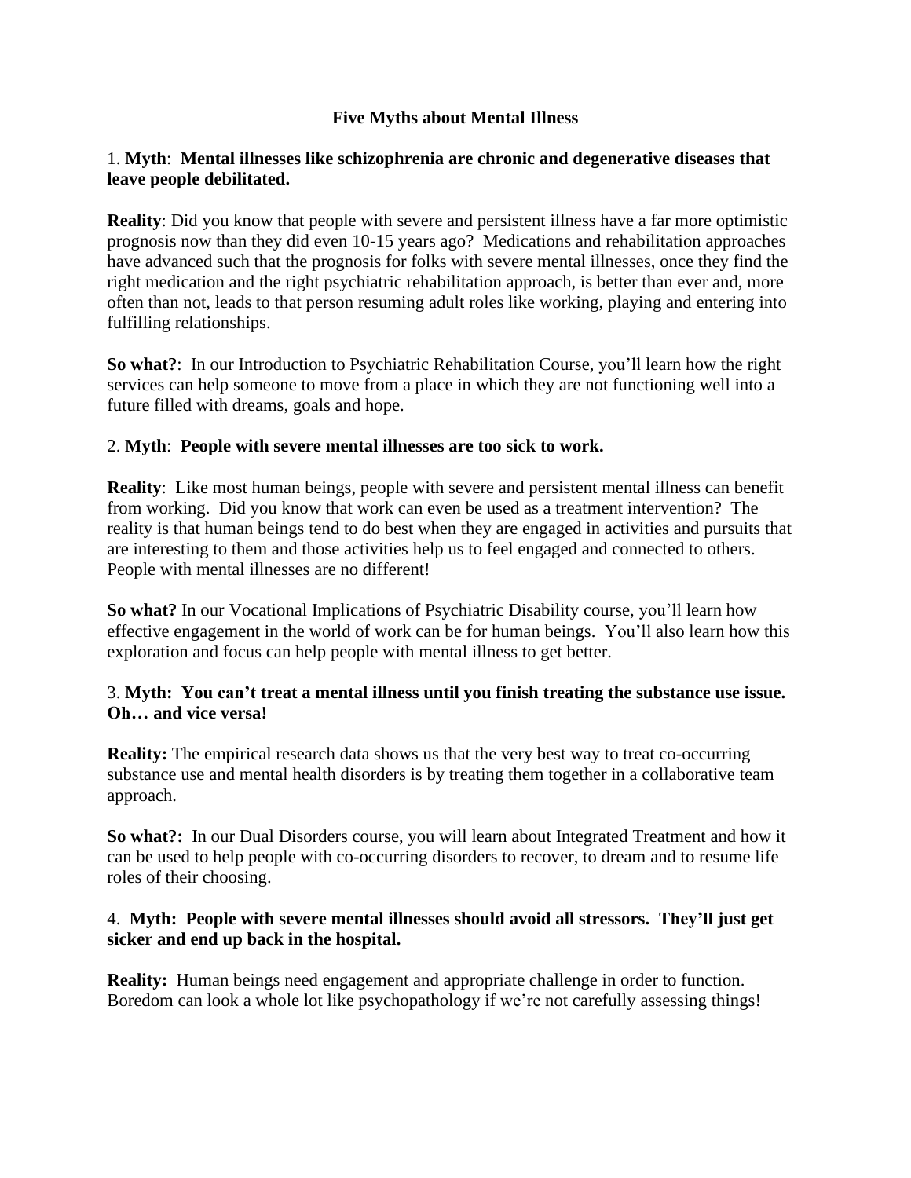# Five Myths about Mental Illness

1. **Myth**: **Mental illnesses like schizophrenia are chronic and degenerative diseases that leave people debilitated.**

**Reality**: Did you know that people with severe and persistent illness have a far more optimistic prognosis now than they did even 10-15 years ago? Medications and rehabilitation approaches have advanced such that the prognosis for folks with severe mental illnesses, once they find the right medication and the right psychiatric rehabilitation approach, is better than ever and, more often than not, leads to that person resuming adult roles like working, playing and entering into fulfilling relationships.

**So what?**: In our Introduction to Psychiatric Rehabilitation Course, you'll learn how the right services can help someone to move from a place in which they are not functioning well into a future filled with dreams, goals and hope.

2. **Myth**: **People with severe mental illnesses are too sick to work.**

**Reality**: Like most human beings, people with severe and persistent mental illness can benefit from working. Did you know that work can even be used as a treatment intervention? The reality is that human beings tend to do best when they are engaged in activities and pursuits that are interesting to them and those activities help us to feel engaged and connected to others. People with mental illnesses are no different!

**So what?** In our Vocational Implications of Psychiatric Disability course, you'll learn how effective engagement in the world of work can be for human beings. You'll also learn how this exploration and focus can help people with mental illness to get better.

3. **Myth: You can't treat a mental illness until you finish treating the substance use issue. Oh… and vice versa!**

**Reality:** The empirical research data shows us that the very best way to treat co-occurring substance use and mental health disorders is by treating them together in a collaborative team approach.

**So what?:** In our Dual Disorders course, you will learn about Integrated Treatment and how it can be used to help people with co-occurring disorders to recover, to dream and to resume life roles of their choosing.

4. **Myth: People with severe mental illnesses should avoid all stressors. They'll just get sicker and end up back in the hospital.**

**Reality:** Human beings need engagement and appropriate challenge in order to function. Boredom can look a whole lot like psychopathology if we're not carefully assessing things!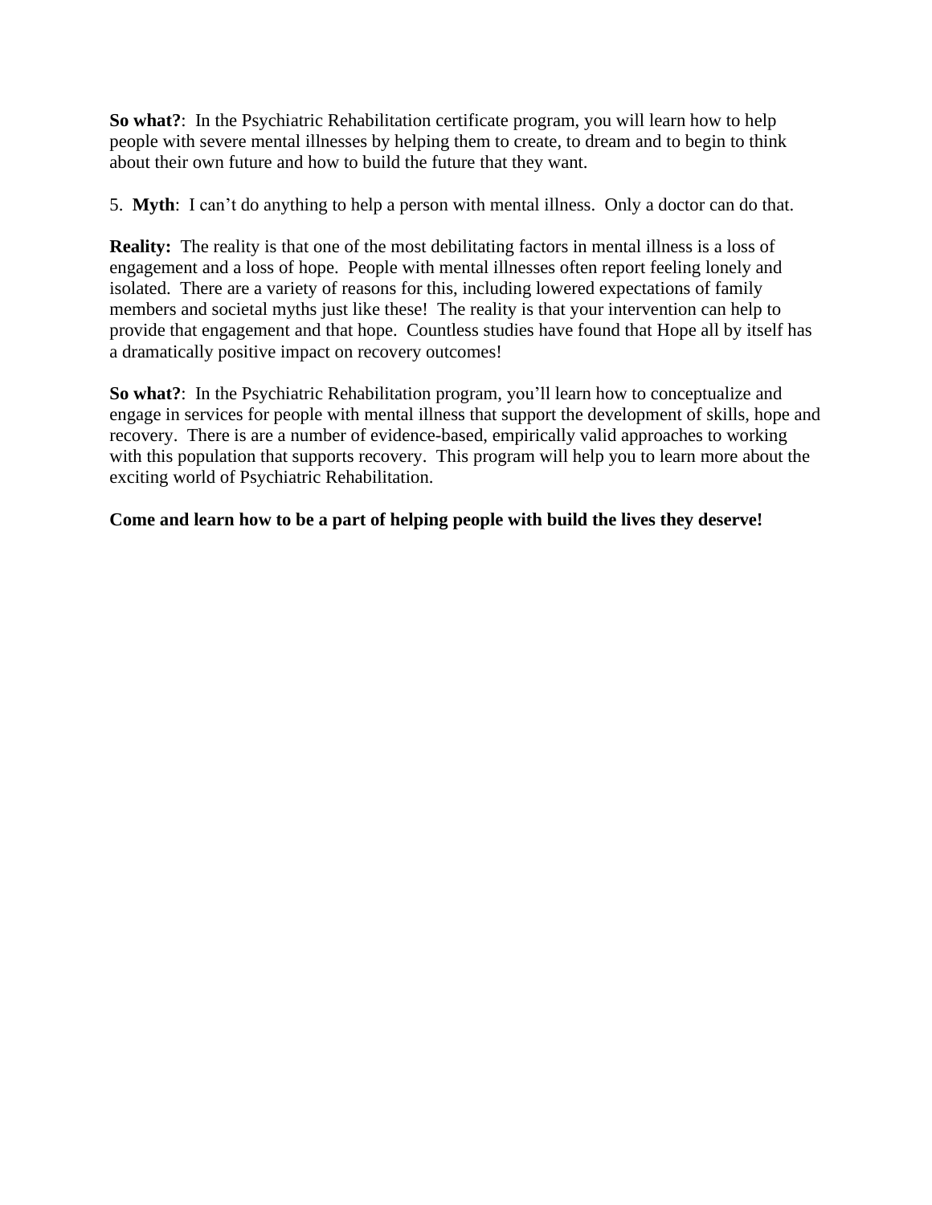**So what?**: In the Psychiatric Rehabilitation certificate program, you will learn how to help people with severe mental illnesses by helping them to create, to dream and to begin to think about their own future and how to build the future that they want.

5. **Myth**: I can't do anything to help a person with mental illness. Only a doctor can do that.

**Reality:** The reality is that one of the most debilitating factors in mental illness is a loss of engagement and a loss of hope. People with mental illnesses often report feeling lonely and isolated. There are a variety of reasons for this, including lowered expectations of family members and societal myths just like these! The reality is that your intervention can help to provide that engagement and that hope. Countless studies have found that Hope all by itself has a dramatically positive impact on recovery outcomes!

**So what?**: In the Psychiatric Rehabilitation program, you'll learn how to conceptualize and engage in services for people with mental illness that support the development of skills, hope and recovery. There is are a number of evidence-based, empirically valid approaches to working with this population that supports recovery. This program will help you to learn more about the exciting world of Psychiatric Rehabilitation.

**Come and learn how to be a part of helping people with build the lives they deserve!**